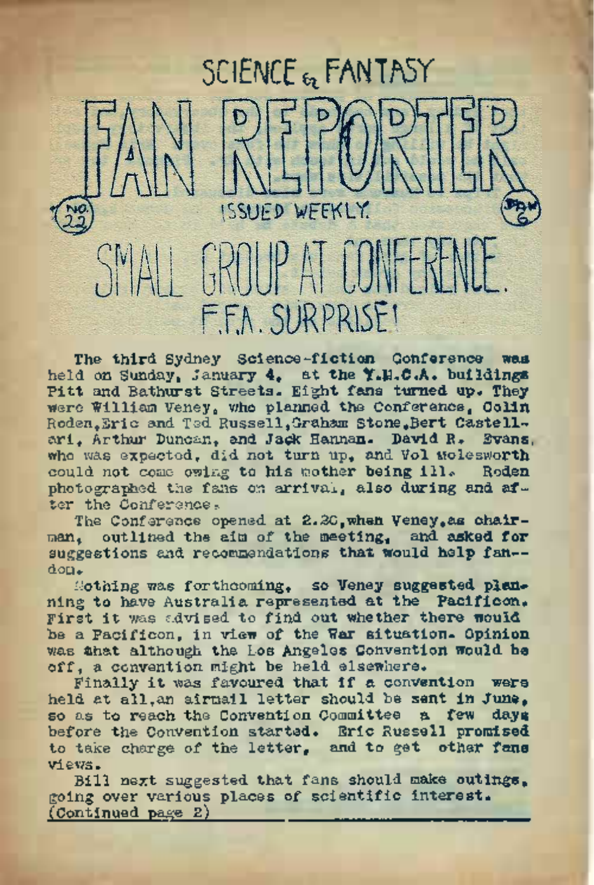SCIENCE & FANTASY

# FAN REPORTER

No. 22 ISSUED WEEKLY. 2d. 6.

## SMALL GROUP AT CONFERENCE. F.F.A. SURPRISE!

The third Sydney Science-fiction Conference was held on Sunday, January 4, at the Y.M.C.A. buildings Pitt and Bathurst Streets. Eight fans turned up. They were William Veney, who planned the Conference, Colin Roden, Eric and Ted Russell, Graham Stone, Bert Castellari, Arthur Duncan, and Jack Hannan. David R. Evans, who was expected, did not turn up, and Vol Molesworth could not come owing to his mother being ill. Roden photographed the fans on arrival, also during and after the Conference.

The Conference opened at 2.30, when Veney, as chairman, outlined the aim of the meeting, and asked for suggestions and recommendations that would help fandom.

Nothing was forthcoming, so Veney suggested planning to have Australia represented at the Pacificon. First it was advised to find out whether there would be a Pacificon, in view of the War situation. Opinion was that although the Los Angeles Convention would be off, a convention might be held elsewhere.

Finally it was favoured that if a convention were held at all, an airmail letter should be sent in June, so as to reach the Convention Committee a few days before the Convention started. Eric Russell promised to take charge of the letter, and to get other fans views.

Bill next suggested that fans should make outings, going over various places of scientific interest. (Continued page 2)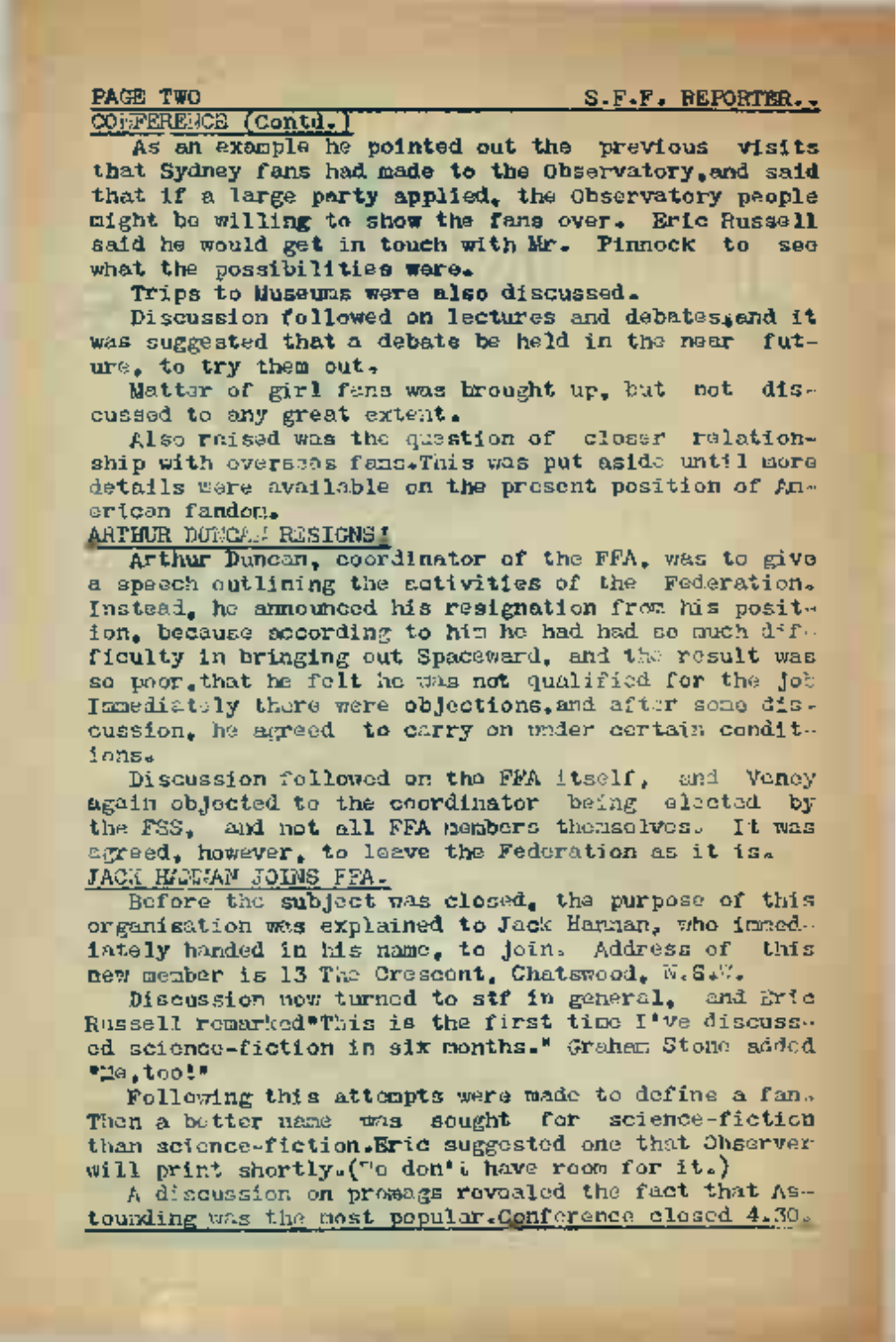CONFERENCE (Contd.)

As an example he pointed out the previous visits that Sydney fans had made to the Observatory, and said that if a large party applied, the Observatory people might be willing to show the fans over. Eric Russell said he would get in touch with Mr. Pinnock to see what the possibilities were.

Trips to Museums were also discussed.

Discussion followed on lectures and debates, and it was suggested that a debate be held in the near future, to try them out.

Matter of girl fans was brought up, but not discussed to any great extent.

Also raised was the question of closer relationship with overseas fans. This was put aside until more details were available on the present position of American fandom.

ARTHUR DUNCAN RESIGNS!

Arthur Duncan, coordinator of the FFA, was to give a speech outlining the activities of the Federation. Instead, he announced his resignation from his position, because according to him he had had so much difficulty in bringing out Spaceward, and the result was so poor, that he felt he was not qualified for the job. Immediately there were objections, and after some discussion, he agreed to carry on under certain conditions.

Discussion followed on the FFA itself, and Veney again objected to the coordinator being elected by the FSS, and not all FFA members themselves. It was agreed, however, to leave the Federation as it is.

JACK HARMAN JOINS FFA.

Before the subject was closed, the purpose of this organisation was explained to Jack Harman, who immediately handed in his name, to join. Address of this new member is 13 The Crescent, Chatswood, N.S.W.

Discussion now turned to stf in general, and Eric Russell remarked "This is the first time I've discussed science-fiction in six months." Graham Stone added "Me, too!"

Following this attempts were made to define a fan. Then a better name was sought for science-fiction than science-fiction. Eric suggested one that Observer will print shortly. (We don't have room for it.)

A discussion on promags revealed the fact that Astounding was the most popular. Conference closed 4.30.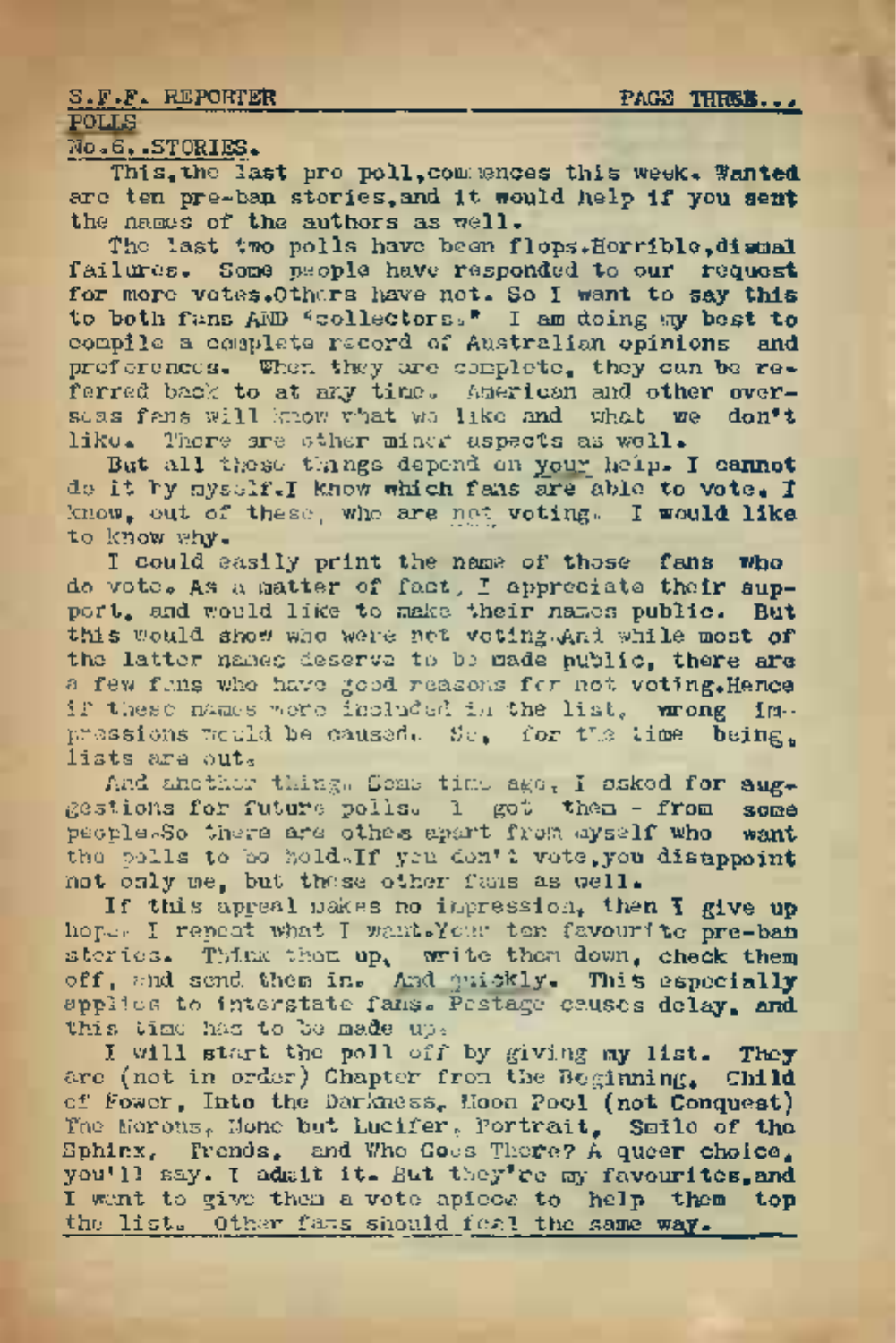## POLLS

### No.6..STORIES.

This,the last pro poll,commences this week. Wanted are ten pre-ban stories,and it would help if you sent the names of the authors as well.

The last two polls have been flops.Horrible,dismal failures. Some people have responded to our request for more votes.Others have not. So I want to say this to both fans AND "collectors." I am doing my best to compile a complete record of Australian opinions and preferences. When they are complete, they can be referred back to at any time. American and other overseas fans will know what we like and what we don't like. There are other minor aspects as well.

But all these things depend on your help. I cannot do it by myself.I know which fans are able to vote. I know, out of these, who are not voting. I would like to know why.

I could easily print the name of those fans who do vote. As a matter of fact, I appreciate their support, and would like to make their names public. But this would show who were not voting.And while most of the latter names deserve to be made public, there are a few fans who have good reasons for not voting.Hence if these names were included in the list, wrong impressions would be caused. So, for the time being, lists are out.

And another thing. Some time ago, I asked for suggestions for future polls. I got them - from some people.So there are others apart from myself who want the polls to be held.If you don't vote,you disappoint not only me, but these other fans as well.

If this appeal makes no impression, then I give up hope. I repeat what I want.Your ten favourite pre-ban stories. Think them up, write them down, check them off, and send them in. And quickly. This especially applies to interstate fans. Postage causes delay, and this time has to be made up.

I will start the poll off by giving my list. They are (not in order) Chapter from the Beginning, Child of Power, Into the Darkness, Moon Pool (not Conquest) The Morons, None but Lucifer, Portrait, Smile of the Sphinx, Fiends, and Who Goes There? A queer choice, you'll say. I admit it. But they're my favourites,and I want to give them a vote apiece to help them top the list. Other fans should feel the same way.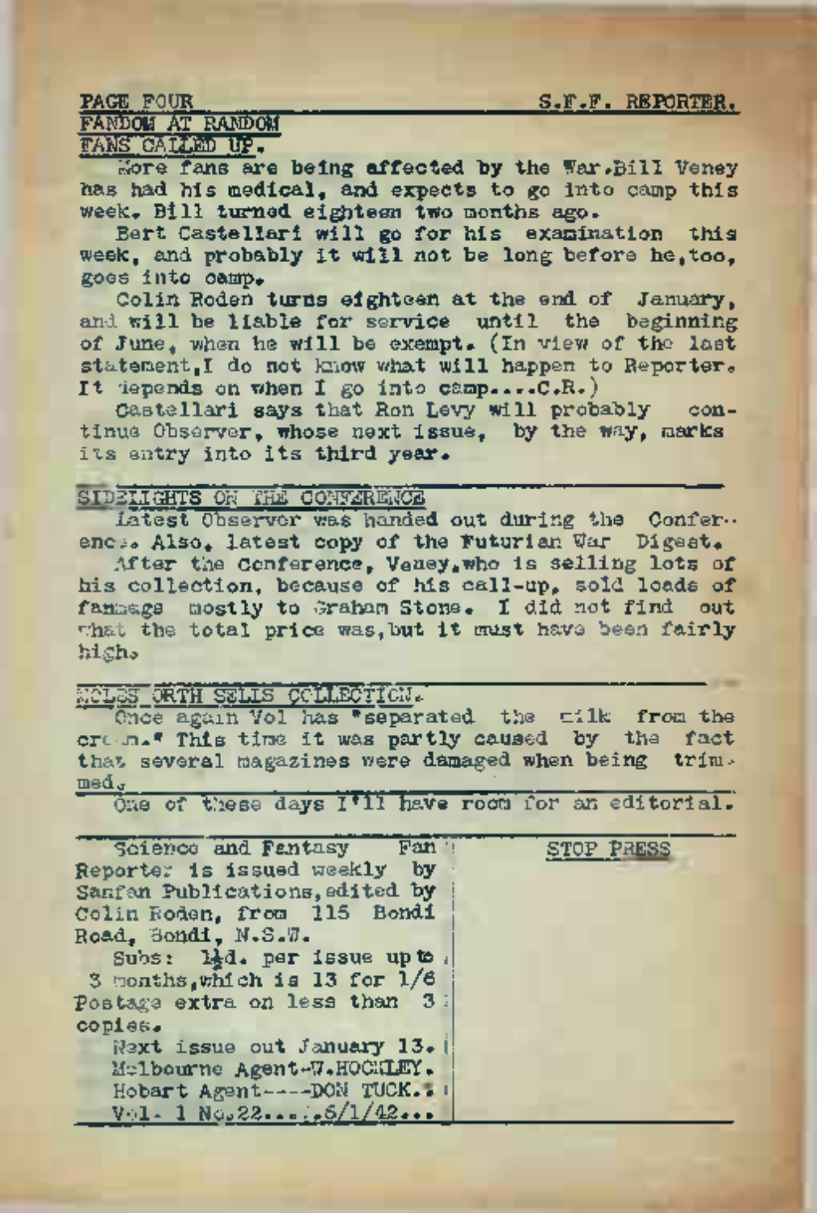## FANDOM AT RANDOM

### FANS CALLED UP.

More fans are being affected by the War. Bill Veney has had his medical, and expects to go into camp this week. Bill turned eighteen two months ago.

Bert Castellari will go for his examination this week, and probably it will not be long before he, too, goes into camp.

Colin Roden turns eighteen at the end of January, and will be liable for service until the beginning of June, when he will be exempt. (In view of the last statement, I do not know what will happen to Reporter. It depends on when I go into camp....C.R.)

Castellari says that Ron Levy will probably continue Observer, whose next issue, by the way, marks its entry into its third year.

### SIDELIGHTS ON THE CONFERENCE

Latest Observer was handed out during the Conference. Also, latest copy of the Futurian War Digest.

After the Conference, Veney, who is selling lots of his collection, because of his call-up, sold loads of fanmags mostly to Graham Stone. I did not find out what the total price was, but it must have been fairly high.

### MOLESWORTH SELLS COLLECTION.

Once again Vol has "separated the milk from the cream." This time it was partly caused by the fact that several magazines were damaged when being trimmed.

One of these days I'll have room for an editorial.

Science and Fantasy Fan Reporter is issued weekly by Sanfan Publications, edited by Colin Roden, from 115 Bondi Road, Bondi, N.S.W.

Subs: 1½d. per issue up to 3 months, which is 13 for 1/6 Postage extra on less than 3 copies.

Next issue out January 13.

Melbourne Agent--W.HOCKLEY.

Hobart Agent----DON TUCK.

Vol. 1 No.22......6/1/42...

**STOP PRESS**